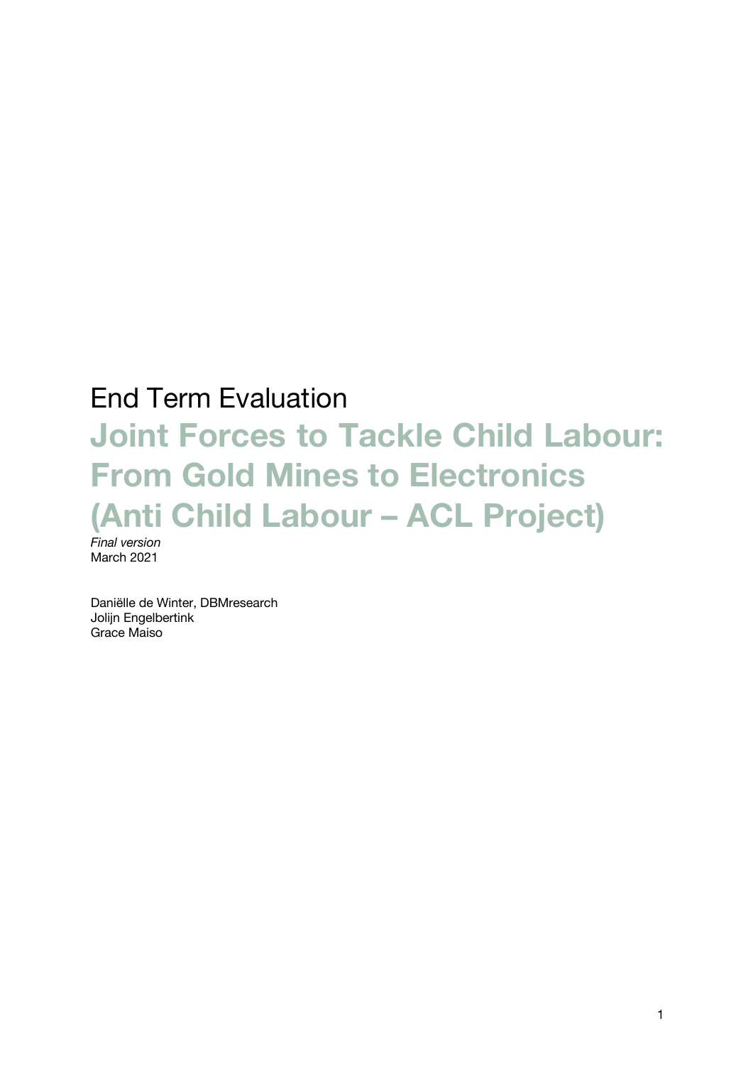End Term Evaluation

# Joint Forces to Tackle Child Labour: From Gold Mines to Electronics (Anti Child Labour – ACL Project)

*Final version*
March 2021

Daniëlle de Winter, DBMresearch
Jolijn Engelbertink
Grace Maiso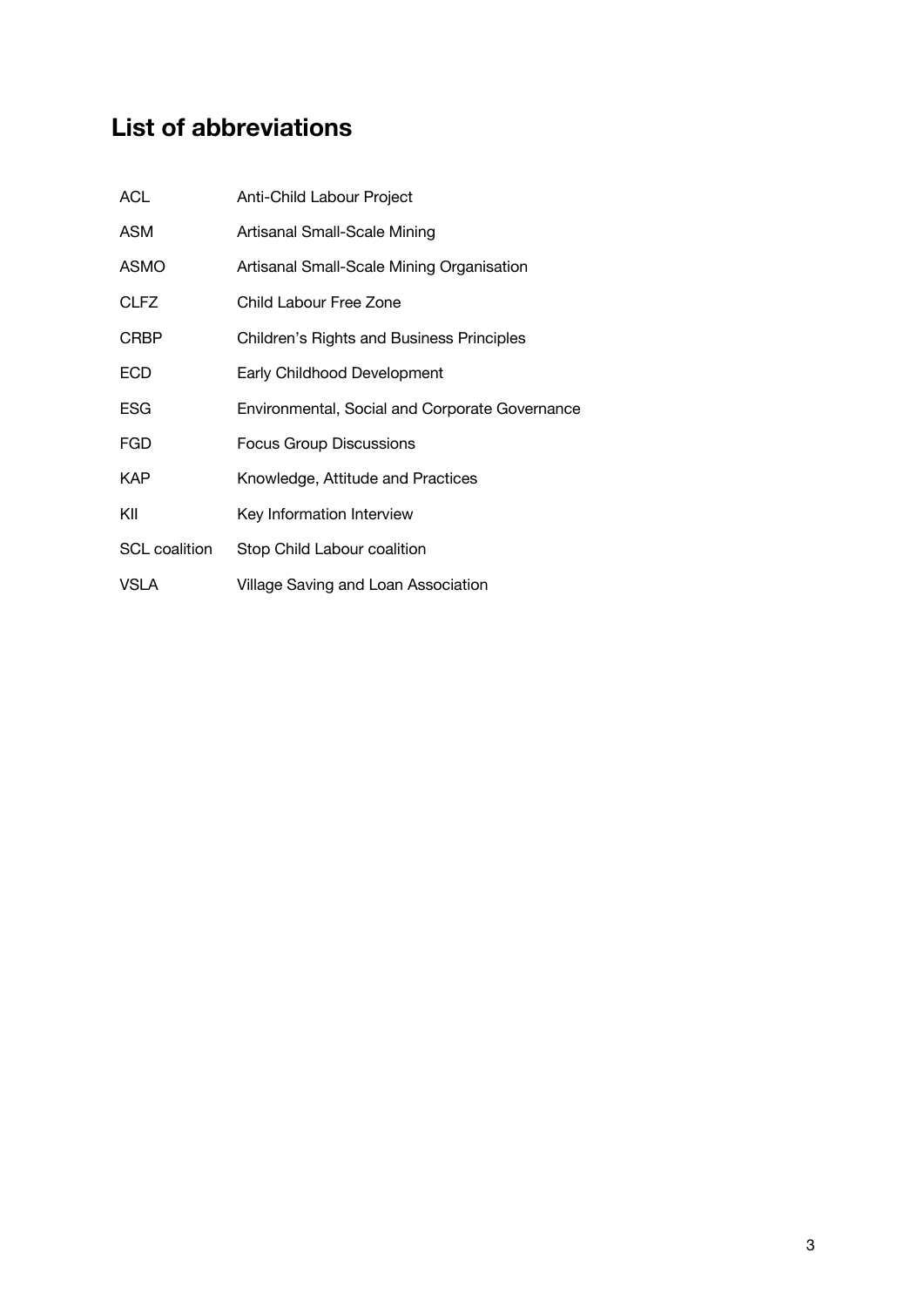## List of abbreviations

| | |
|---|---|
| ACL | Anti-Child Labour Project |
| ASM | Artisanal Small-Scale Mining |
| ASMO | Artisanal Small-Scale Mining Organisation |
| CLFZ | Child Labour Free Zone |
| CRBP | Children's Rights and Business Principles |
| ECD | Early Childhood Development |
| ESG | Environmental, Social and Corporate Governance |
| FGD | Focus Group Discussions |
| KAP | Knowledge, Attitude and Practices |
| KII | Key Information Interview |
| SCL coalition | Stop Child Labour coalition |
| VSLA | Village Saving and Loan Association |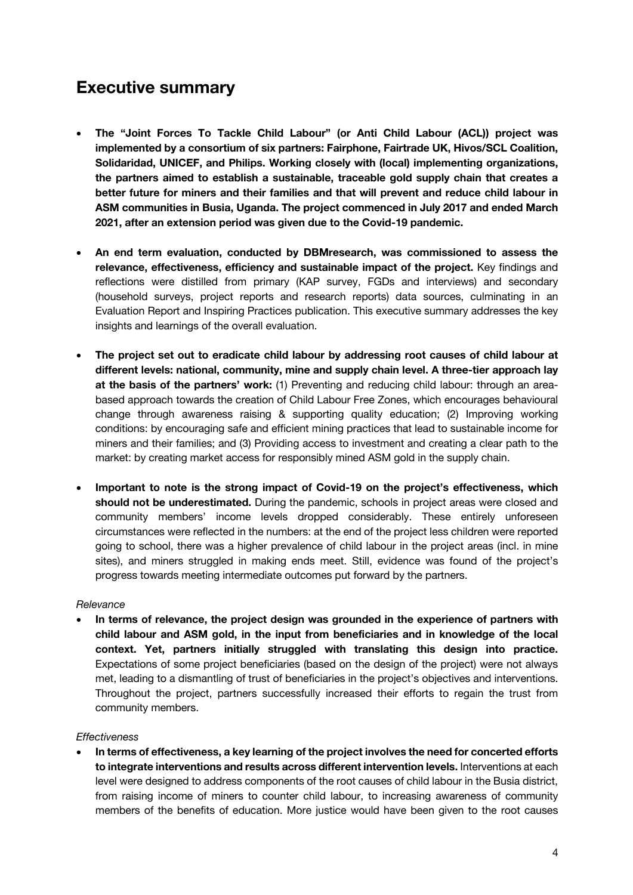# Executive summary

- **The "Joint Forces To Tackle Child Labour" (or Anti Child Labour (ACL)) project was implemented by a consortium of six partners: Fairphone, Fairtrade UK, Hivos/SCL Coalition, Solidaridad, UNICEF, and Philips. Working closely with (local) implementing organizations, the partners aimed to establish a sustainable, traceable gold supply chain that creates a better future for miners and their families and that will prevent and reduce child labour in ASM communities in Busia, Uganda. The project commenced in July 2017 and ended March 2021, after an extension period was given due to the Covid-19 pandemic.**

- **An end term evaluation, conducted by DBMresearch, was commissioned to assess the relevance, effectiveness, efficiency and sustainable impact of the project.** Key findings and reflections were distilled from primary (KAP survey, FGDs and interviews) and secondary (household surveys, project reports and research reports) data sources, culminating in an Evaluation Report and Inspiring Practices publication. This executive summary addresses the key insights and learnings of the overall evaluation.

- **The project set out to eradicate child labour by addressing root causes of child labour at different levels: national, community, mine and supply chain level. A three-tier approach lay at the basis of the partners' work:** (1) Preventing and reducing child labour: through an area-based approach towards the creation of Child Labour Free Zones, which encourages behavioural change through awareness raising & supporting quality education; (2) Improving working conditions: by encouraging safe and efficient mining practices that lead to sustainable income for miners and their families; and (3) Providing access to investment and creating a clear path to the market: by creating market access for responsibly mined ASM gold in the supply chain.

- **Important to note is the strong impact of Covid-19 on the project's effectiveness, which should not be underestimated.** During the pandemic, schools in project areas were closed and community members' income levels dropped considerably. These entirely unforeseen circumstances were reflected in the numbers: at the end of the project less children were reported going to school, there was a higher prevalence of child labour in the project areas (incl. in mine sites), and miners struggled in making ends meet. Still, evidence was found of the project's progress towards meeting intermediate outcomes put forward by the partners.

*Relevance*

- **In terms of relevance, the project design was grounded in the experience of partners with child labour and ASM gold, in the input from beneficiaries and in knowledge of the local context. Yet, partners initially struggled with translating this design into practice.** Expectations of some project beneficiaries (based on the design of the project) were not always met, leading to a dismantling of trust of beneficiaries in the project's objectives and interventions. Throughout the project, partners successfully increased their efforts to regain the trust from community members.

*Effectiveness*

- **In terms of effectiveness, a key learning of the project involves the need for concerted efforts to integrate interventions and results across different intervention levels.** Interventions at each level were designed to address components of the root causes of child labour in the Busia district, from raising income of miners to counter child labour, to increasing awareness of community members of the benefits of education. More justice would have been given to the root causes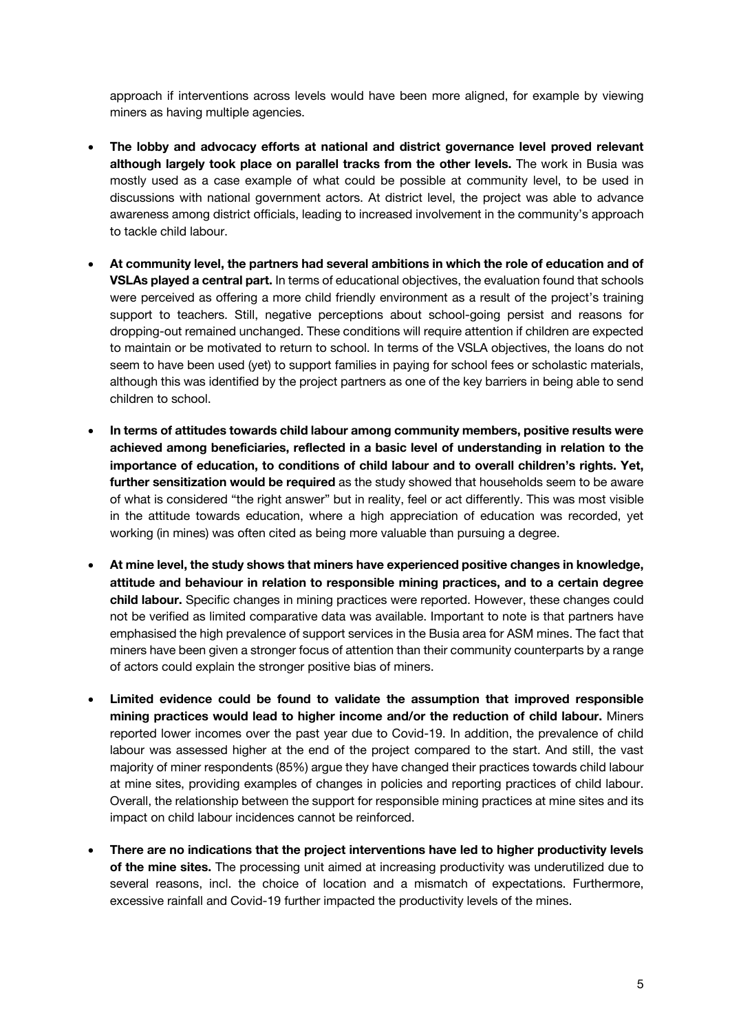approach if interventions across levels would have been more aligned, for example by viewing miners as having multiple agencies.

- **The lobby and advocacy efforts at national and district governance level proved relevant although largely took place on parallel tracks from the other levels.** The work in Busia was mostly used as a case example of what could be possible at community level, to be used in discussions with national government actors. At district level, the project was able to advance awareness among district officials, leading to increased involvement in the community's approach to tackle child labour.

- **At community level, the partners had several ambitions in which the role of education and of VSLAs played a central part.** In terms of educational objectives, the evaluation found that schools were perceived as offering a more child friendly environment as a result of the project's training support to teachers. Still, negative perceptions about school-going persist and reasons for dropping-out remained unchanged. These conditions will require attention if children are expected to maintain or be motivated to return to school. In terms of the VSLA objectives, the loans do not seem to have been used (yet) to support families in paying for school fees or scholastic materials, although this was identified by the project partners as one of the key barriers in being able to send children to school.

- **In terms of attitudes towards child labour among community members, positive results were achieved among beneficiaries, reflected in a basic level of understanding in relation to the importance of education, to conditions of child labour and to overall children's rights. Yet, further sensitization would be required** as the study showed that households seem to be aware of what is considered "the right answer" but in reality, feel or act differently. This was most visible in the attitude towards education, where a high appreciation of education was recorded, yet working (in mines) was often cited as being more valuable than pursuing a degree.

- **At mine level, the study shows that miners have experienced positive changes in knowledge, attitude and behaviour in relation to responsible mining practices, and to a certain degree child labour.** Specific changes in mining practices were reported. However, these changes could not be verified as limited comparative data was available. Important to note is that partners have emphasised the high prevalence of support services in the Busia area for ASM mines. The fact that miners have been given a stronger focus of attention than their community counterparts by a range of actors could explain the stronger positive bias of miners.

- **Limited evidence could be found to validate the assumption that improved responsible mining practices would lead to higher income and/or the reduction of child labour.** Miners reported lower incomes over the past year due to Covid-19. In addition, the prevalence of child labour was assessed higher at the end of the project compared to the start. And still, the vast majority of miner respondents (85%) argue they have changed their practices towards child labour at mine sites, providing examples of changes in policies and reporting practices of child labour. Overall, the relationship between the support for responsible mining practices at mine sites and its impact on child labour incidences cannot be reinforced.

- **There are no indications that the project interventions have led to higher productivity levels of the mine sites.** The processing unit aimed at increasing productivity was underutilized due to several reasons, incl. the choice of location and a mismatch of expectations. Furthermore, excessive rainfall and Covid-19 further impacted the productivity levels of the mines.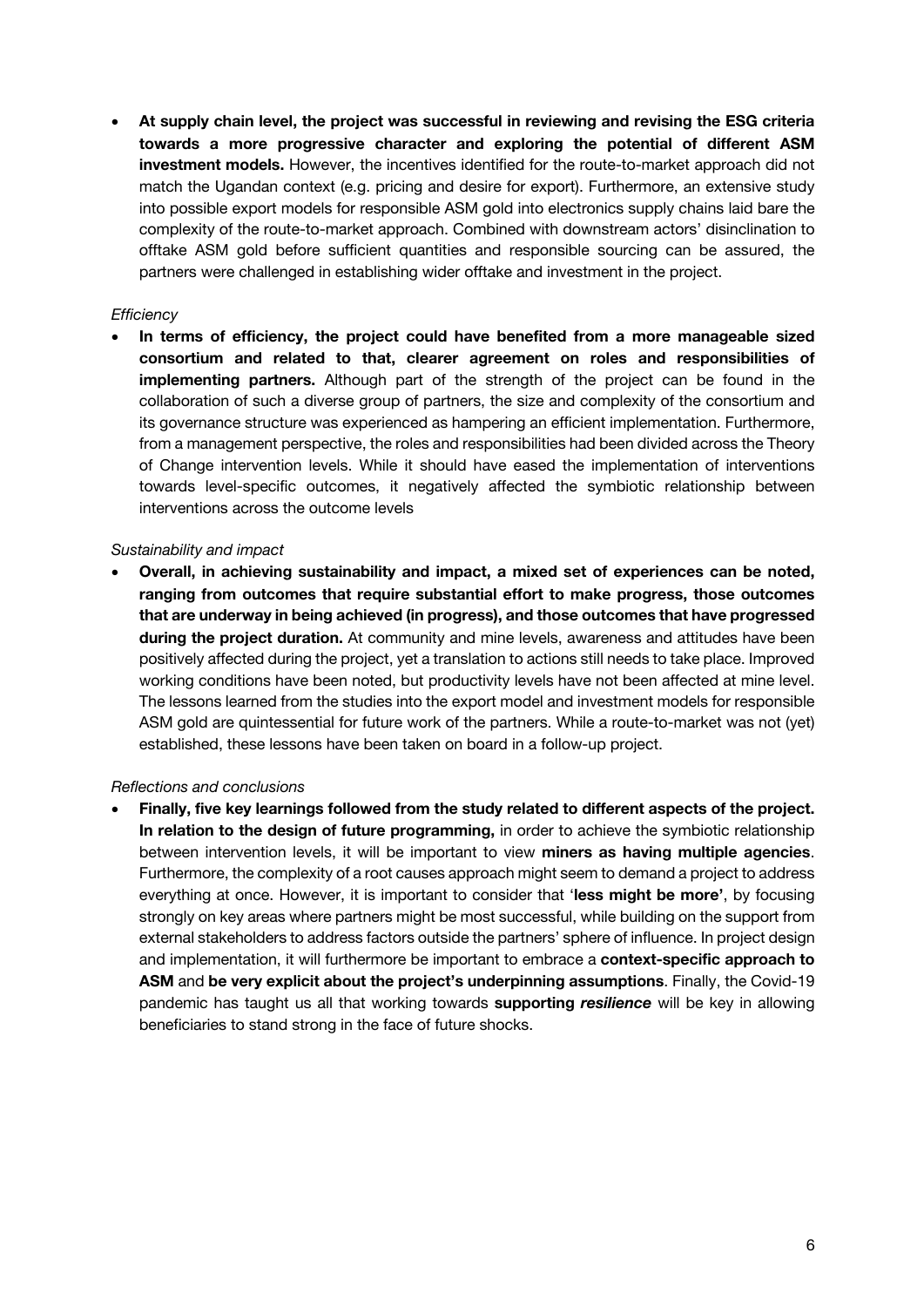- **At supply chain level, the project was successful in reviewing and revising the ESG criteria towards a more progressive character and exploring the potential of different ASM investment models.** However, the incentives identified for the route-to-market approach did not match the Ugandan context (e.g. pricing and desire for export). Furthermore, an extensive study into possible export models for responsible ASM gold into electronics supply chains laid bare the complexity of the route-to-market approach. Combined with downstream actors' disinclination to offtake ASM gold before sufficient quantities and responsible sourcing can be assured, the partners were challenged in establishing wider offtake and investment in the project.

*Efficiency*

- **In terms of efficiency, the project could have benefited from a more manageable sized consortium and related to that, clearer agreement on roles and responsibilities of implementing partners.** Although part of the strength of the project can be found in the collaboration of such a diverse group of partners, the size and complexity of the consortium and its governance structure was experienced as hampering an efficient implementation. Furthermore, from a management perspective, the roles and responsibilities had been divided across the Theory of Change intervention levels. While it should have eased the implementation of interventions towards level-specific outcomes, it negatively affected the symbiotic relationship between interventions across the outcome levels

*Sustainability and impact*

- **Overall, in achieving sustainability and impact, a mixed set of experiences can be noted, ranging from outcomes that require substantial effort to make progress, those outcomes that are underway in being achieved (in progress), and those outcomes that have progressed during the project duration.** At community and mine levels, awareness and attitudes have been positively affected during the project, yet a translation to actions still needs to take place. Improved working conditions have been noted, but productivity levels have not been affected at mine level. The lessons learned from the studies into the export model and investment models for responsible ASM gold are quintessential for future work of the partners. While a route-to-market was not (yet) established, these lessons have been taken on board in a follow-up project.

*Reflections and conclusions*

- **Finally, five key learnings followed from the study related to different aspects of the project. In relation to the design of future programming,** in order to achieve the symbiotic relationship between intervention levels, it will be important to view **miners as having multiple agencies**. Furthermore, the complexity of a root causes approach might seem to demand a project to address everything at once. However, it is important to consider that '**less might be more'**, by focusing strongly on key areas where partners might be most successful, while building on the support from external stakeholders to address factors outside the partners' sphere of influence. In project design and implementation, it will furthermore be important to embrace a **context-specific approach to ASM** and **be very explicit about the project's underpinning assumptions**. Finally, the Covid-19 pandemic has taught us all that working towards **supporting *resilience*** will be key in allowing beneficiaries to stand strong in the face of future shocks.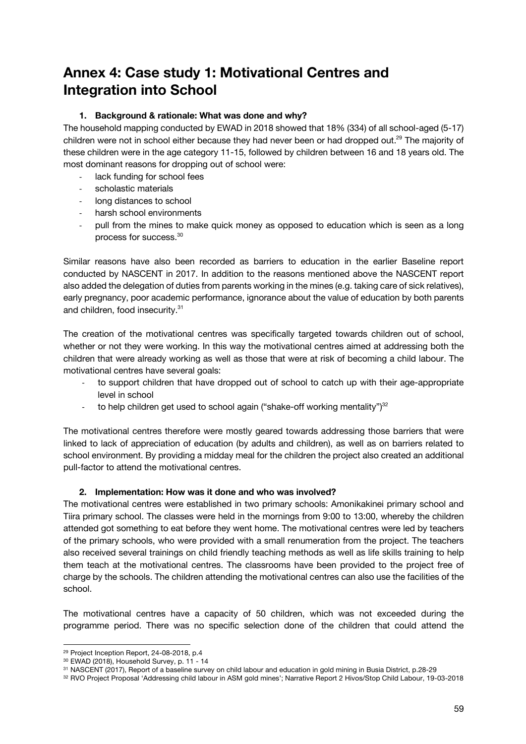# Annex 4: Case study 1: Motivational Centres and Integration into School

## 1. Background & rationale: What was done and why?

The household mapping conducted by EWAD in 2018 showed that 18% (334) of all school-aged (5-17) children were not in school either because they had never been or had dropped out.[29] The majority of these children were in the age category 11-15, followed by children between 16 and 18 years old. The most dominant reasons for dropping out of school were:

- lack funding for school fees
- scholastic materials
- long distances to school
- harsh school environments
- pull from the mines to make quick money as opposed to education which is seen as a long process for success.[30]

Similar reasons have also been recorded as barriers to education in the earlier Baseline report conducted by NASCENT in 2017. In addition to the reasons mentioned above the NASCENT report also added the delegation of duties from parents working in the mines (e.g. taking care of sick relatives), early pregnancy, poor academic performance, ignorance about the value of education by both parents and children, food insecurity.[31]

The creation of the motivational centres was specifically targeted towards children out of school, whether or not they were working. In this way the motivational centres aimed at addressing both the children that were already working as well as those that were at risk of becoming a child labour. The motivational centres have several goals:

- to support children that have dropped out of school to catch up with their age-appropriate level in school
- to help children get used to school again ("shake-off working mentality")[32]

The motivational centres therefore were mostly geared towards addressing those barriers that were linked to lack of appreciation of education (by adults and children), as well as on barriers related to school environment. By providing a midday meal for the children the project also created an additional pull-factor to attend the motivational centres.

## 2. Implementation: How was it done and who was involved?

The motivational centres were established in two primary schools: Amonikakinei primary school and Tiira primary school. The classes were held in the mornings from 9:00 to 13:00, whereby the children attended got something to eat before they went home. The motivational centres were led by teachers of the primary schools, who were provided with a small renumeration from the project. The teachers also received several trainings on child friendly teaching methods as well as life skills training to help them teach at the motivational centres. The classrooms have been provided to the project free of charge by the schools. The children attending the motivational centres can also use the facilities of the school.

The motivational centres have a capacity of 50 children, which was not exceeded during the programme period. There was no specific selection done of the children that could attend the

---

[29] Project Inception Report, 24-08-2018, p.4

[30] EWAD (2018), Household Survey, p. 11 - 14

[31] NASCENT (2017), Report of a baseline survey on child labour and education in gold mining in Busia District, p.28-29

[32] RVO Project Proposal 'Addressing child labour in ASM gold mines'; Narrative Report 2 Hivos/Stop Child Labour, 19-03-2018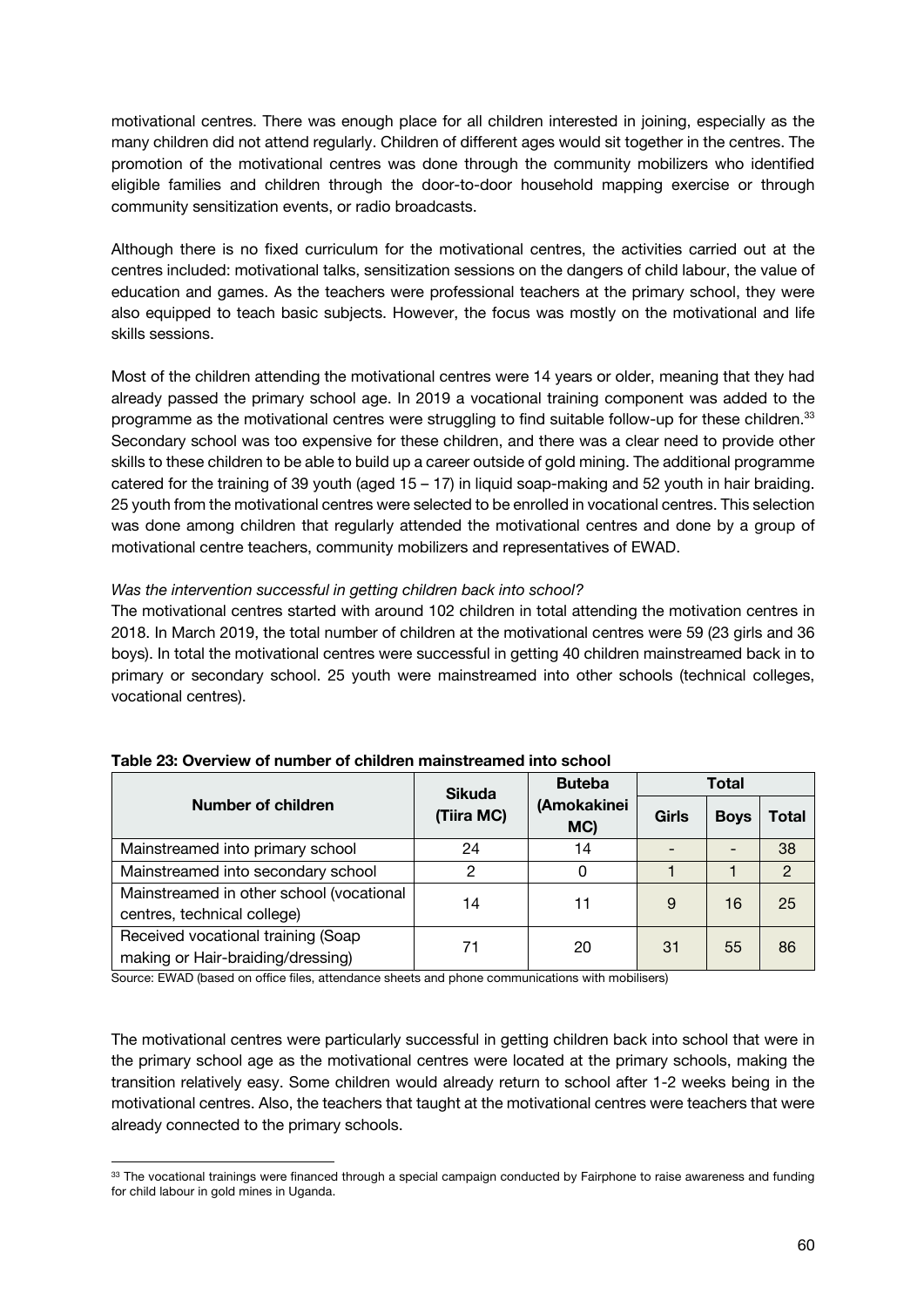motivational centres. There was enough place for all children interested in joining, especially as the many children did not attend regularly. Children of different ages would sit together in the centres. The promotion of the motivational centres was done through the community mobilizers who identified eligible families and children through the door-to-door household mapping exercise or through community sensitization events, or radio broadcasts.

Although there is no fixed curriculum for the motivational centres, the activities carried out at the centres included: motivational talks, sensitization sessions on the dangers of child labour, the value of education and games. As the teachers were professional teachers at the primary school, they were also equipped to teach basic subjects. However, the focus was mostly on the motivational and life skills sessions.

Most of the children attending the motivational centres were 14 years or older, meaning that they had already passed the primary school age. In 2019 a vocational training component was added to the programme as the motivational centres were struggling to find suitable follow-up for these children.[33] Secondary school was too expensive for these children, and there was a clear need to provide other skills to these children to be able to build up a career outside of gold mining. The additional programme catered for the training of 39 youth (aged 15 – 17) in liquid soap-making and 52 youth in hair braiding. 25 youth from the motivational centres were selected to be enrolled in vocational centres. This selection was done among children that regularly attended the motivational centres and done by a group of motivational centre teachers, community mobilizers and representatives of EWAD.

*Was the intervention successful in getting children back into school?*

The motivational centres started with around 102 children in total attending the motivation centres in 2018. In March 2019, the total number of children at the motivational centres were 59 (23 girls and 36 boys). In total the motivational centres were successful in getting 40 children mainstreamed back in to primary or secondary school. 25 youth were mainstreamed into other schools (technical colleges, vocational centres).

**Table 23: Overview of number of children mainstreamed into school**

| Number of children | Sikuda (Tiira MC) | Buteba (Amokakinei MC) | Total | | |
|---|---|---|---|---|---|
| | | | Girls | Boys | Total |
| Mainstreamed into primary school | 24 | 14 | - | - | 38 |
| Mainstreamed into secondary school | 2 | 0 | 1 | 1 | 2 |
| Mainstreamed in other school (vocational centres, technical college) | 14 | 11 | 9 | 16 | 25 |
| Received vocational training (Soap making or Hair-braiding/dressing) | 71 | 20 | 31 | 55 | 86 |

Source: EWAD (based on office files, attendance sheets and phone communications with mobilisers)

The motivational centres were particularly successful in getting children back into school that were in the primary school age as the motivational centres were located at the primary schools, making the transition relatively easy. Some children would already return to school after 1-2 weeks being in the motivational centres. Also, the teachers that taught at the motivational centres were teachers that were already connected to the primary schools.

[33] The vocational trainings were financed through a special campaign conducted by Fairphone to raise awareness and funding for child labour in gold mines in Uganda.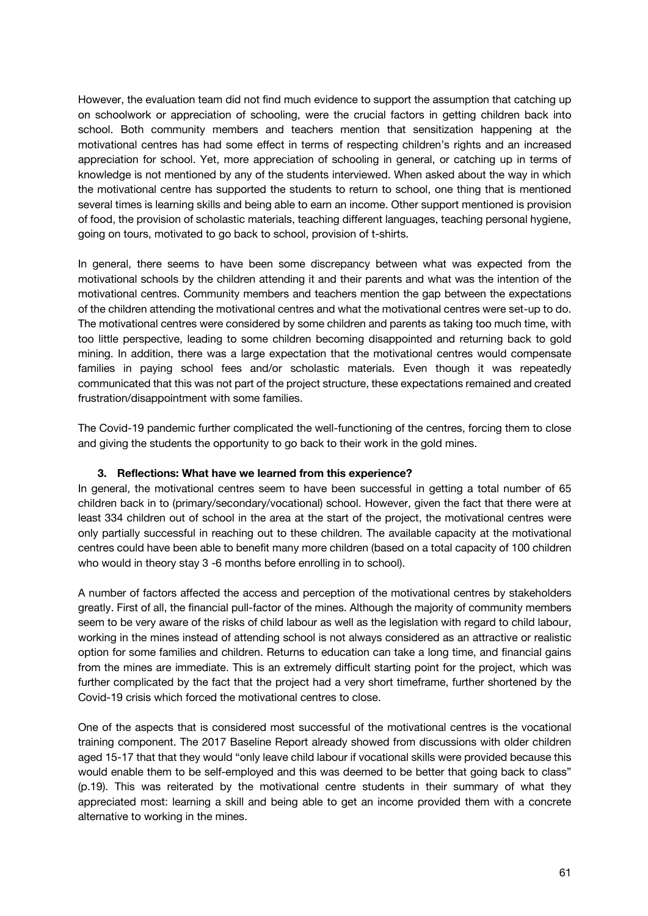However, the evaluation team did not find much evidence to support the assumption that catching up on schoolwork or appreciation of schooling, were the crucial factors in getting children back into school. Both community members and teachers mention that sensitization happening at the motivational centres has had some effect in terms of respecting children's rights and an increased appreciation for school. Yet, more appreciation of schooling in general, or catching up in terms of knowledge is not mentioned by any of the students interviewed. When asked about the way in which the motivational centre has supported the students to return to school, one thing that is mentioned several times is learning skills and being able to earn an income. Other support mentioned is provision of food, the provision of scholastic materials, teaching different languages, teaching personal hygiene, going on tours, motivated to go back to school, provision of t-shirts.

In general, there seems to have been some discrepancy between what was expected from the motivational schools by the children attending it and their parents and what was the intention of the motivational centres. Community members and teachers mention the gap between the expectations of the children attending the motivational centres and what the motivational centres were set-up to do. The motivational centres were considered by some children and parents as taking too much time, with too little perspective, leading to some children becoming disappointed and returning back to gold mining. In addition, there was a large expectation that the motivational centres would compensate families in paying school fees and/or scholastic materials. Even though it was repeatedly communicated that this was not part of the project structure, these expectations remained and created frustration/disappointment with some families.

The Covid-19 pandemic further complicated the well-functioning of the centres, forcing them to close and giving the students the opportunity to go back to their work in the gold mines.

### 3. Reflections: What have we learned from this experience?

In general, the motivational centres seem to have been successful in getting a total number of 65 children back in to (primary/secondary/vocational) school. However, given the fact that there were at least 334 children out of school in the area at the start of the project, the motivational centres were only partially successful in reaching out to these children. The available capacity at the motivational centres could have been able to benefit many more children (based on a total capacity of 100 children who would in theory stay 3 -6 months before enrolling in to school).

A number of factors affected the access and perception of the motivational centres by stakeholders greatly. First of all, the financial pull-factor of the mines. Although the majority of community members seem to be very aware of the risks of child labour as well as the legislation with regard to child labour, working in the mines instead of attending school is not always considered as an attractive or realistic option for some families and children. Returns to education can take a long time, and financial gains from the mines are immediate. This is an extremely difficult starting point for the project, which was further complicated by the fact that the project had a very short timeframe, further shortened by the Covid-19 crisis which forced the motivational centres to close.

One of the aspects that is considered most successful of the motivational centres is the vocational training component. The 2017 Baseline Report already showed from discussions with older children aged 15-17 that that they would "only leave child labour if vocational skills were provided because this would enable them to be self-employed and this was deemed to be better that going back to class" (p.19). This was reiterated by the motivational centre students in their summary of what they appreciated most: learning a skill and being able to get an income provided them with a concrete alternative to working in the mines.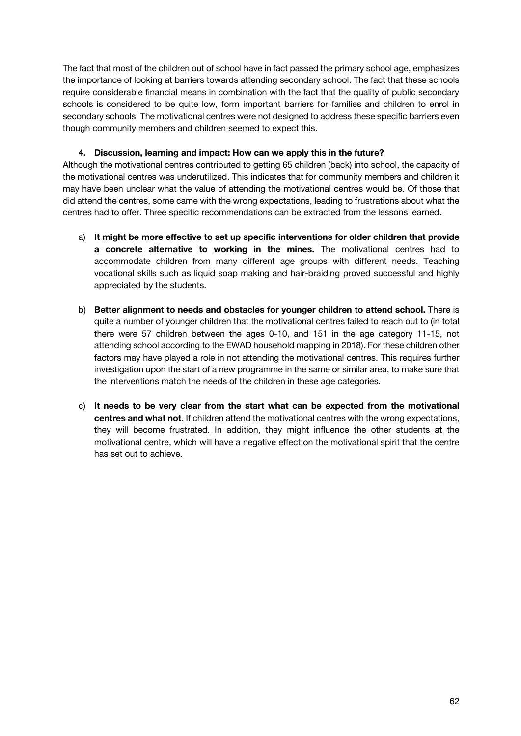The fact that most of the children out of school have in fact passed the primary school age, emphasizes the importance of looking at barriers towards attending secondary school. The fact that these schools require considerable financial means in combination with the fact that the quality of public secondary schools is considered to be quite low, form important barriers for families and children to enrol in secondary schools. The motivational centres were not designed to address these specific barriers even though community members and children seemed to expect this.

### 4. Discussion, learning and impact: How can we apply this in the future?

Although the motivational centres contributed to getting 65 children (back) into school, the capacity of the motivational centres was underutilized. This indicates that for community members and children it may have been unclear what the value of attending the motivational centres would be. Of those that did attend the centres, some came with the wrong expectations, leading to frustrations about what the centres had to offer. Three specific recommendations can be extracted from the lessons learned.

a) **It might be more effective to set up specific interventions for older children that provide a concrete alternative to working in the mines.** The motivational centres had to accommodate children from many different age groups with different needs. Teaching vocational skills such as liquid soap making and hair-braiding proved successful and highly appreciated by the students.

b) **Better alignment to needs and obstacles for younger children to attend school.** There is quite a number of younger children that the motivational centres failed to reach out to (in total there were 57 children between the ages 0-10, and 151 in the age category 11-15, not attending school according to the EWAD household mapping in 2018). For these children other factors may have played a role in not attending the motivational centres. This requires further investigation upon the start of a new programme in the same or similar area, to make sure that the interventions match the needs of the children in these age categories.

c) **It needs to be very clear from the start what can be expected from the motivational centres and what not.** If children attend the motivational centres with the wrong expectations, they will become frustrated. In addition, they might influence the other students at the motivational centre, which will have a negative effect on the motivational spirit that the centre has set out to achieve.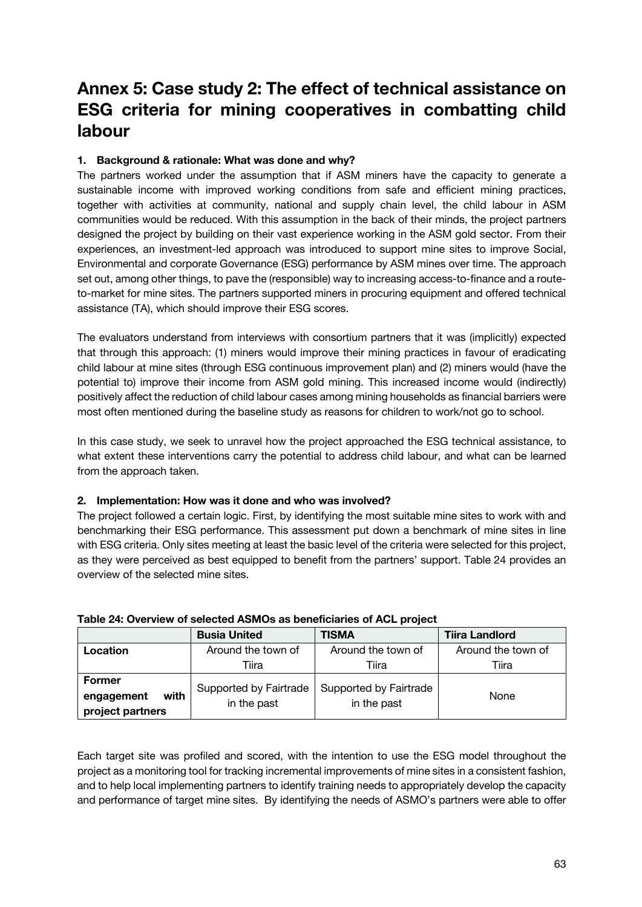# Annex 5: Case study 2: The effect of technical assistance on ESG criteria for mining cooperatives in combatting child labour

### 1. Background & rationale: What was done and why?

The partners worked under the assumption that if ASM miners have the capacity to generate a sustainable income with improved working conditions from safe and efficient mining practices, together with activities at community, national and supply chain level, the child labour in ASM communities would be reduced. With this assumption in the back of their minds, the project partners designed the project by building on their vast experience working in the ASM gold sector. From their experiences, an investment-led approach was introduced to support mine sites to improve Social, Environmental and corporate Governance (ESG) performance by ASM mines over time. The approach set out, among other things, to pave the (responsible) way to increasing access-to-finance and a route-to-market for mine sites. The partners supported miners in procuring equipment and offered technical assistance (TA), which should improve their ESG scores.

The evaluators understand from interviews with consortium partners that it was (implicitly) expected that through this approach: (1) miners would improve their mining practices in favour of eradicating child labour at mine sites (through ESG continuous improvement plan) and (2) miners would (have the potential to) improve their income from ASM gold mining. This increased income would (indirectly) positively affect the reduction of child labour cases among mining households as financial barriers were most often mentioned during the baseline study as reasons for children to work/not go to school.

In this case study, we seek to unravel how the project approached the ESG technical assistance, to what extent these interventions carry the potential to address child labour, and what can be learned from the approach taken.

### 2. Implementation: How was it done and who was involved?

The project followed a certain logic. First, by identifying the most suitable mine sites to work with and benchmarking their ESG performance. This assessment put down a benchmark of mine sites in line with ESG criteria. Only sites meeting at least the basic level of the criteria were selected for this project, as they were perceived as best equipped to benefit from the partners' support. Table 24 provides an overview of the selected mine sites.

**Table 24: Overview of selected ASMOs as beneficiaries of ACL project**

| | Busia United | TISMA | Tiira Landlord |
|---|---|---|---|
| **Location** | Around the town of Tiira | Around the town of Tiira | Around the town of Tiira |
| **Former engagement with project partners** | Supported by Fairtrade in the past | Supported by Fairtrade in the past | None |

Each target site was profiled and scored, with the intention to use the ESG model throughout the project as a monitoring tool for tracking incremental improvements of mine sites in a consistent fashion, and to help local implementing partners to identify training needs to appropriately develop the capacity and performance of target mine sites. By identifying the needs of ASMO's partners were able to offer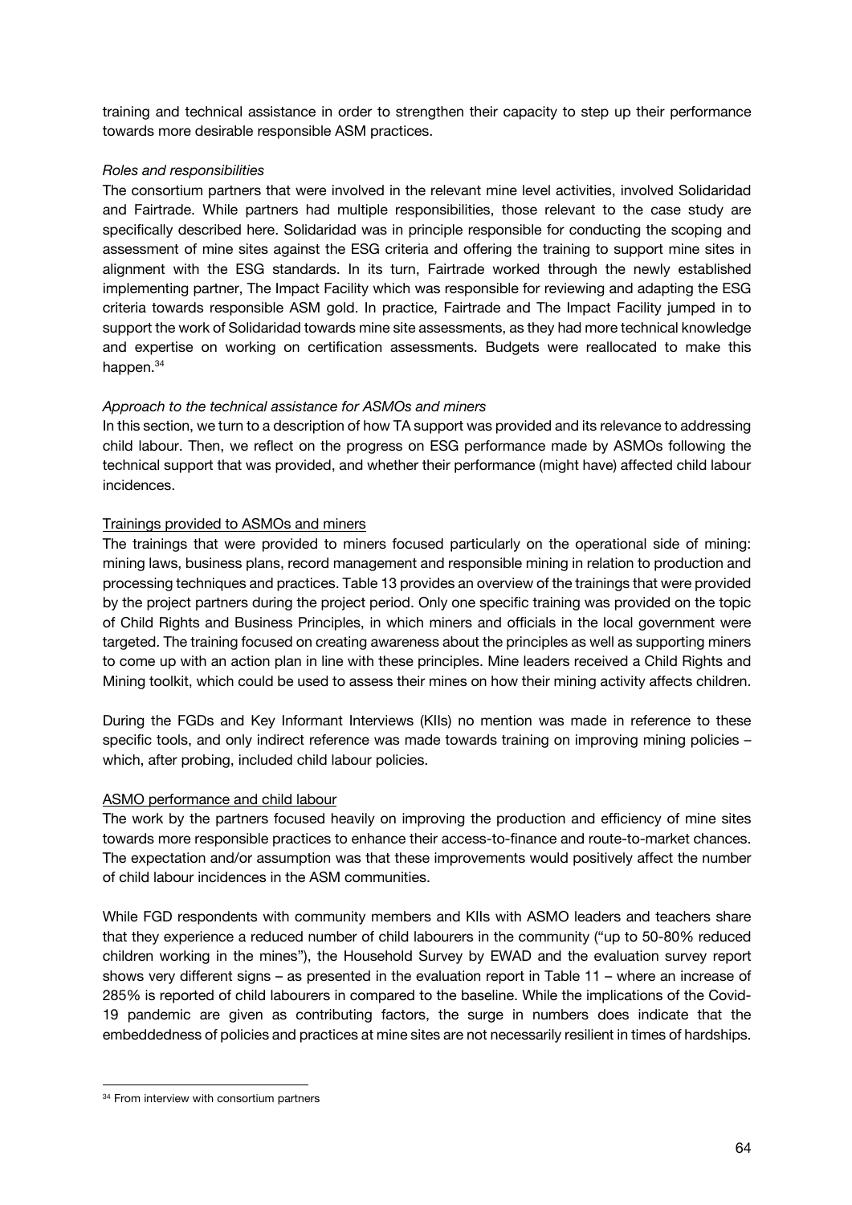training and technical assistance in order to strengthen their capacity to step up their performance towards more desirable responsible ASM practices.

*Roles and responsibilities*

The consortium partners that were involved in the relevant mine level activities, involved Solidaridad and Fairtrade. While partners had multiple responsibilities, those relevant to the case study are specifically described here. Solidaridad was in principle responsible for conducting the scoping and assessment of mine sites against the ESG criteria and offering the training to support mine sites in alignment with the ESG standards. In its turn, Fairtrade worked through the newly established implementing partner, The Impact Facility which was responsible for reviewing and adapting the ESG criteria towards responsible ASM gold. In practice, Fairtrade and The Impact Facility jumped in to support the work of Solidaridad towards mine site assessments, as they had more technical knowledge and expertise on working on certification assessments. Budgets were reallocated to make this happen.[34]

*Approach to the technical assistance for ASMOs and miners*

In this section, we turn to a description of how TA support was provided and its relevance to addressing child labour. Then, we reflect on the progress on ESG performance made by ASMOs following the technical support that was provided, and whether their performance (might have) affected child labour incidences.

<u>Trainings provided to ASMOs and miners</u>

The trainings that were provided to miners focused particularly on the operational side of mining: mining laws, business plans, record management and responsible mining in relation to production and processing techniques and practices. Table 13 provides an overview of the trainings that were provided by the project partners during the project period. Only one specific training was provided on the topic of Child Rights and Business Principles, in which miners and officials in the local government were targeted. The training focused on creating awareness about the principles as well as supporting miners to come up with an action plan in line with these principles. Mine leaders received a Child Rights and Mining toolkit, which could be used to assess their mines on how their mining activity affects children.

During the FGDs and Key Informant Interviews (KIIs) no mention was made in reference to these specific tools, and only indirect reference was made towards training on improving mining policies – which, after probing, included child labour policies.

<u>ASMO performance and child labour</u>

The work by the partners focused heavily on improving the production and efficiency of mine sites towards more responsible practices to enhance their access-to-finance and route-to-market chances. The expectation and/or assumption was that these improvements would positively affect the number of child labour incidences in the ASM communities.

While FGD respondents with community members and KIIs with ASMO leaders and teachers share that they experience a reduced number of child labourers in the community ("up to 50-80% reduced children working in the mines"), the Household Survey by EWAD and the evaluation survey report shows very different signs – as presented in the evaluation report in Table 11 – where an increase of 285% is reported of child labourers in compared to the baseline. While the implications of the Covid-19 pandemic are given as contributing factors, the surge in numbers does indicate that the embeddedness of policies and practices at mine sites are not necessarily resilient in times of hardships.

---

[34] From interview with consortium partners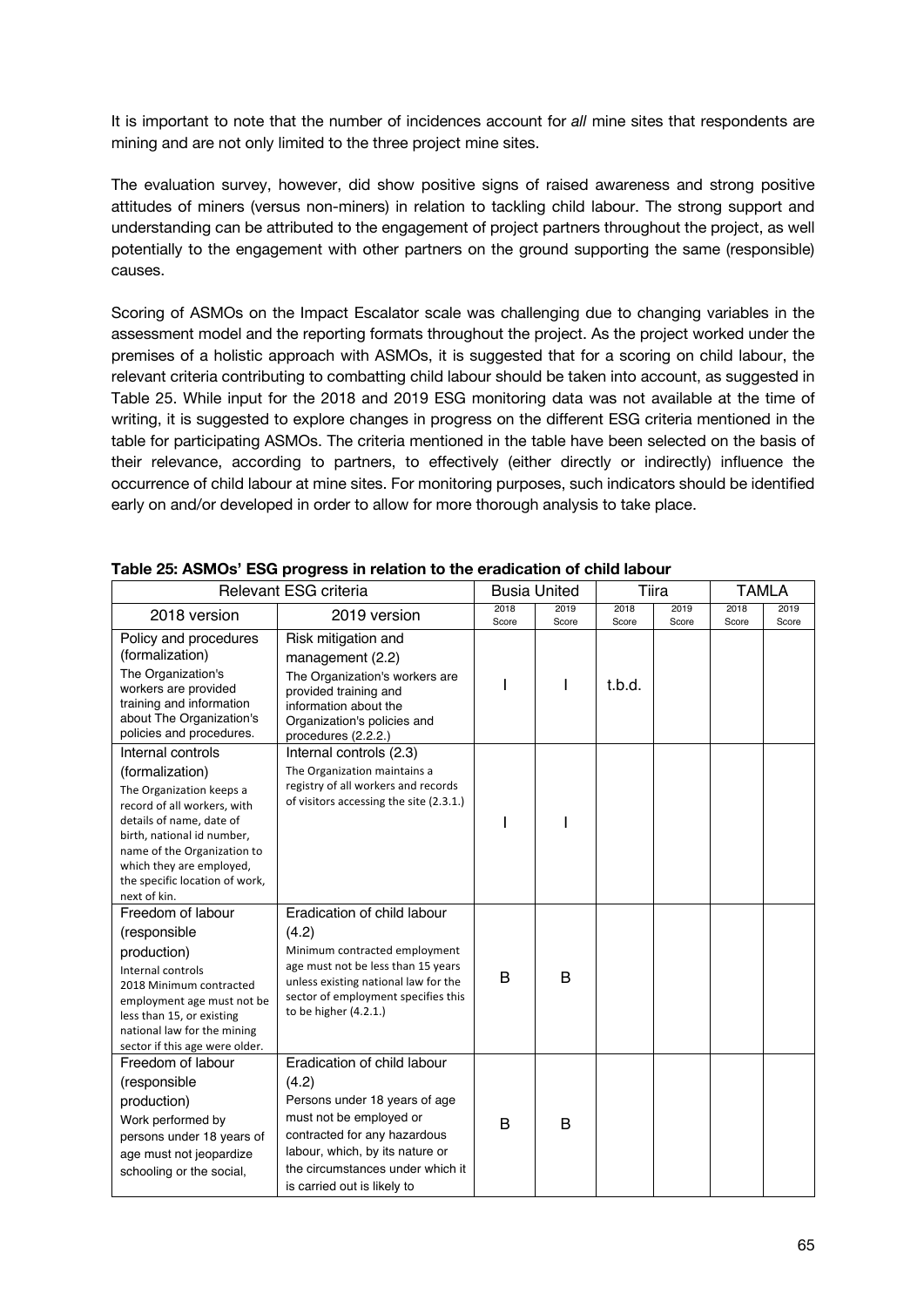It is important to note that the number of incidences account for *all* mine sites that respondents are mining and are not only limited to the three project mine sites.

The evaluation survey, however, did show positive signs of raised awareness and strong positive attitudes of miners (versus non-miners) in relation to tackling child labour. The strong support and understanding can be attributed to the engagement of project partners throughout the project, as well potentially to the engagement with other partners on the ground supporting the same (responsible) causes.

Scoring of ASMOs on the Impact Escalator scale was challenging due to changing variables in the assessment model and the reporting formats throughout the project. As the project worked under the premises of a holistic approach with ASMOs, it is suggested that for a scoring on child labour, the relevant criteria contributing to combatting child labour should be taken into account, as suggested in Table 25. While input for the 2018 and 2019 ESG monitoring data was not available at the time of writing, it is suggested to explore changes in progress on the different ESG criteria mentioned in the table for participating ASMOs. The criteria mentioned in the table have been selected on the basis of their relevance, according to partners, to effectively (either directly or indirectly) influence the occurrence of child labour at mine sites. For monitoring purposes, such indicators should be identified early on and/or developed in order to allow for more thorough analysis to take place.

**Table 25: ASMOs' ESG progress in relation to the eradication of child labour**

| Relevant ESG criteria | | Busia United | | Tiira | | TAMLA | |
|---|---|---|---|---|---|---|---|
| 2018 version | 2019 version | 2018 Score | 2019 Score | 2018 Score | 2019 Score | 2018 Score | 2019 Score |
| Policy and procedures (formalization) The Organization's workers are provided training and information about The Organization's policies and procedures. | Risk mitigation and management (2.2) The Organization's workers are provided training and information about the Organization's policies and procedures (2.2.2.) | I | I | t.b.d. | | | |
| Internal controls (formalization) The Organization keeps a record of all workers, with details of name, date of birth, national id number, name of the Organization to which they are employed, the specific location of work, next of kin. | Internal controls (2.3) The Organization maintains a registry of all workers and records of visitors accessing the site (2.3.1.) | I | I | | | | |
| Freedom of labour (responsible production) Internal controls 2018 Minimum contracted employment age must not be less than 15, or existing national law for the mining sector if this age were older. | Eradication of child labour (4.2) Minimum contracted employment age must not be less than 15 years unless existing national law for the sector of employment specifies this to be higher (4.2.1.) | B | B | | | | |
| Freedom of labour (responsible production) Work performed by persons under 18 years of age must not jeopardize schooling or the social, | Eradication of child labour (4.2) Persons under 18 years of age must not be employed or contracted for any hazardous labour, which, by its nature or the circumstances under which it is carried out is likely to | B | B | | | | |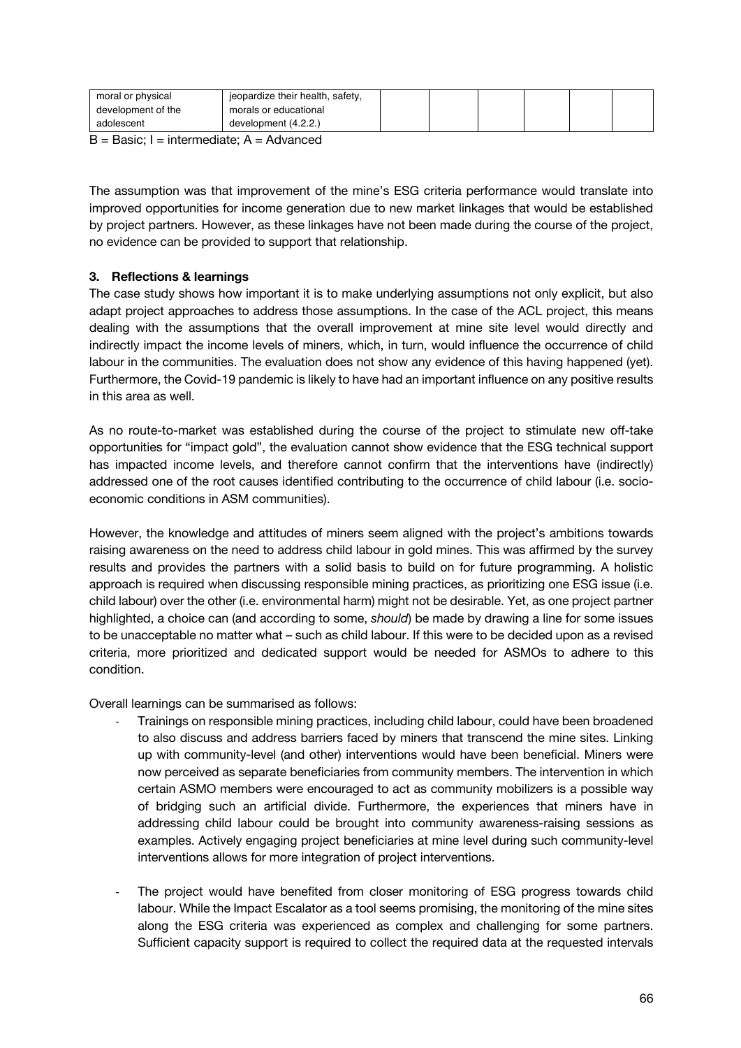| moral or physical development of the adolescent | jeopardize their health, safety, morals or educational development (4.2.2.) | | | | | | |
|---|---|---|---|---|---|---|---|

B = Basic; I = intermediate; A = Advanced

The assumption was that improvement of the mine's ESG criteria performance would translate into improved opportunities for income generation due to new market linkages that would be established by project partners. However, as these linkages have not been made during the course of the project, no evidence can be provided to support that relationship.

### 3. Reflections & learnings

The case study shows how important it is to make underlying assumptions not only explicit, but also adapt project approaches to address those assumptions. In the case of the ACL project, this means dealing with the assumptions that the overall improvement at mine site level would directly and indirectly impact the income levels of miners, which, in turn, would influence the occurrence of child labour in the communities. The evaluation does not show any evidence of this having happened (yet). Furthermore, the Covid-19 pandemic is likely to have had an important influence on any positive results in this area as well.

As no route-to-market was established during the course of the project to stimulate new off-take opportunities for "impact gold", the evaluation cannot show evidence that the ESG technical support has impacted income levels, and therefore cannot confirm that the interventions have (indirectly) addressed one of the root causes identified contributing to the occurrence of child labour (i.e. socio-economic conditions in ASM communities).

However, the knowledge and attitudes of miners seem aligned with the project's ambitions towards raising awareness on the need to address child labour in gold mines. This was affirmed by the survey results and provides the partners with a solid basis to build on for future programming. A holistic approach is required when discussing responsible mining practices, as prioritizing one ESG issue (i.e. child labour) over the other (i.e. environmental harm) might not be desirable. Yet, as one project partner highlighted, a choice can (and according to some, *should*) be made by drawing a line for some issues to be unacceptable no matter what – such as child labour. If this were to be decided upon as a revised criteria, more prioritized and dedicated support would be needed for ASMOs to adhere to this condition.

Overall learnings can be summarised as follows:

- Trainings on responsible mining practices, including child labour, could have been broadened to also discuss and address barriers faced by miners that transcend the mine sites. Linking up with community-level (and other) interventions would have been beneficial. Miners were now perceived as separate beneficiaries from community members. The intervention in which certain ASMO members were encouraged to act as community mobilizers is a possible way of bridging such an artificial divide. Furthermore, the experiences that miners have in addressing child labour could be brought into community awareness-raising sessions as examples. Actively engaging project beneficiaries at mine level during such community-level interventions allows for more integration of project interventions.

- The project would have benefited from closer monitoring of ESG progress towards child labour. While the Impact Escalator as a tool seems promising, the monitoring of the mine sites along the ESG criteria was experienced as complex and challenging for some partners. Sufficient capacity support is required to collect the required data at the requested intervals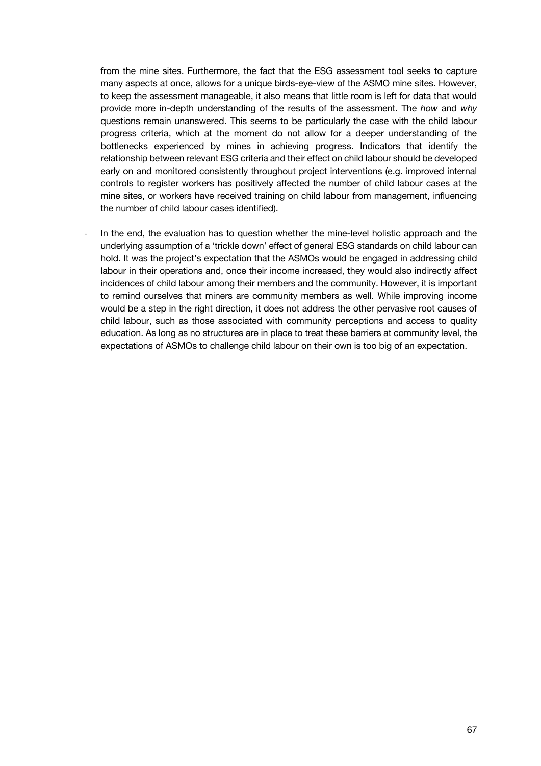from the mine sites. Furthermore, the fact that the ESG assessment tool seeks to capture many aspects at once, allows for a unique birds-eye-view of the ASMO mine sites. However, to keep the assessment manageable, it also means that little room is left for data that would provide more in-depth understanding of the results of the assessment. The *how* and *why* questions remain unanswered. This seems to be particularly the case with the child labour progress criteria, which at the moment do not allow for a deeper understanding of the bottlenecks experienced by mines in achieving progress. Indicators that identify the relationship between relevant ESG criteria and their effect on child labour should be developed early on and monitored consistently throughout project interventions (e.g. improved internal controls to register workers has positively affected the number of child labour cases at the mine sites, or workers have received training on child labour from management, influencing the number of child labour cases identified).

- In the end, the evaluation has to question whether the mine-level holistic approach and the underlying assumption of a 'trickle down' effect of general ESG standards on child labour can hold. It was the project's expectation that the ASMOs would be engaged in addressing child labour in their operations and, once their income increased, they would also indirectly affect incidences of child labour among their members and the community. However, it is important to remind ourselves that miners are community members as well. While improving income would be a step in the right direction, it does not address the other pervasive root causes of child labour, such as those associated with community perceptions and access to quality education. As long as no structures are in place to treat these barriers at community level, the expectations of ASMOs to challenge child labour on their own is too big of an expectation.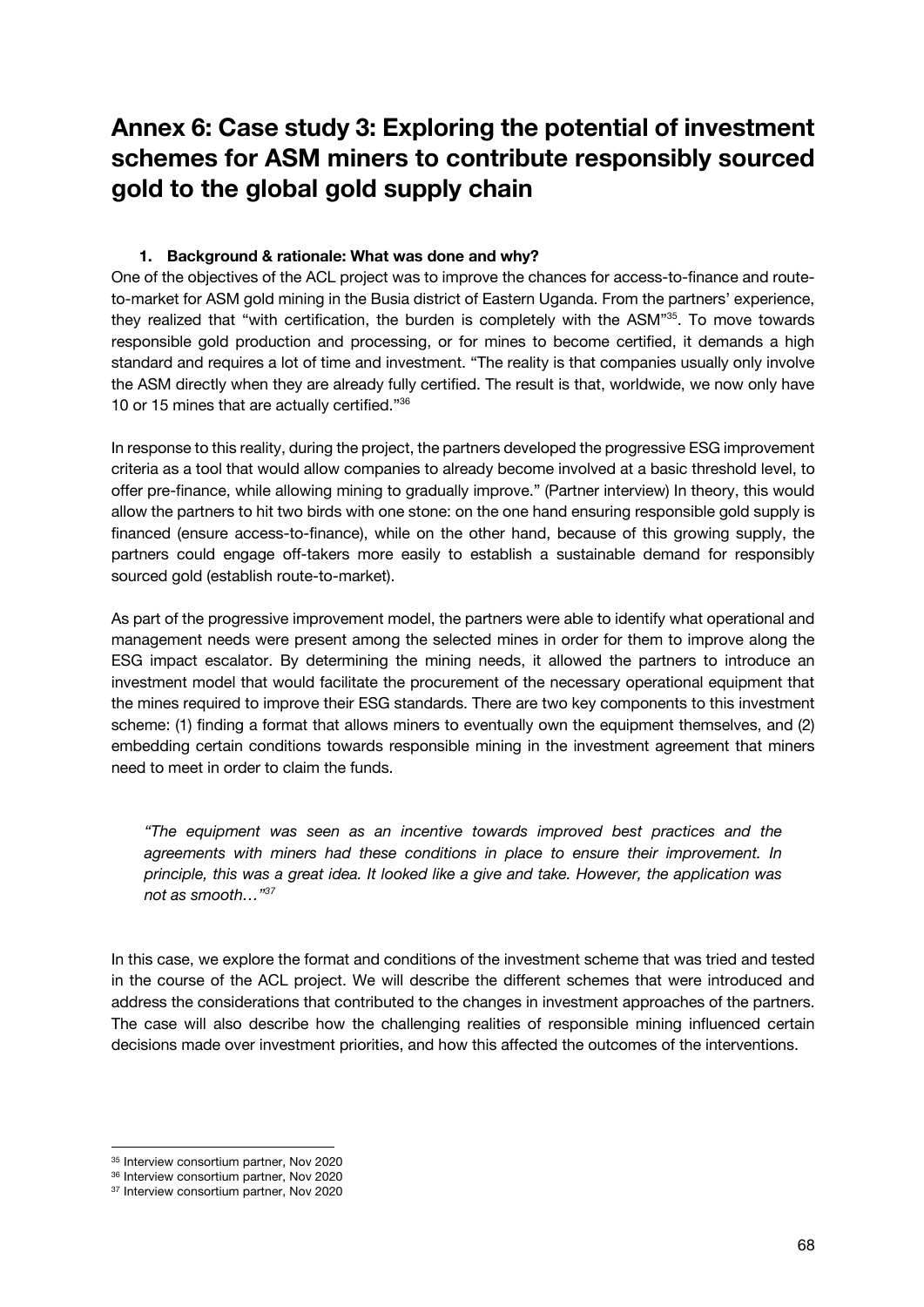# Annex 6: Case study 3: Exploring the potential of investment schemes for ASM miners to contribute responsibly sourced gold to the global gold supply chain

1. **Background & rationale: What was done and why?**

One of the objectives of the ACL project was to improve the chances for access-to-finance and route-to-market for ASM gold mining in the Busia district of Eastern Uganda. From the partners' experience, they realized that "with certification, the burden is completely with the ASM"[35]. To move towards responsible gold production and processing, or for mines to become certified, it demands a high standard and requires a lot of time and investment. "The reality is that companies usually only involve the ASM directly when they are already fully certified. The result is that, worldwide, we now only have 10 or 15 mines that are actually certified."[36]

In response to this reality, during the project, the partners developed the progressive ESG improvement criteria as a tool that would allow companies to already become involved at a basic threshold level, to offer pre-finance, while allowing mining to gradually improve." (Partner interview) In theory, this would allow the partners to hit two birds with one stone: on the one hand ensuring responsible gold supply is financed (ensure access-to-finance), while on the other hand, because of this growing supply, the partners could engage off-takers more easily to establish a sustainable demand for responsibly sourced gold (establish route-to-market).

As part of the progressive improvement model, the partners were able to identify what operational and management needs were present among the selected mines in order for them to improve along the ESG impact escalator. By determining the mining needs, it allowed the partners to introduce an investment model that would facilitate the procurement of the necessary operational equipment that the mines required to improve their ESG standards. There are two key components to this investment scheme: (1) finding a format that allows miners to eventually own the equipment themselves, and (2) embedding certain conditions towards responsible mining in the investment agreement that miners need to meet in order to claim the funds.

> *"The equipment was seen as an incentive towards improved best practices and the agreements with miners had these conditions in place to ensure their improvement. In principle, this was a great idea. It looked like a give and take. However, the application was not as smooth…"*[37]

In this case, we explore the format and conditions of the investment scheme that was tried and tested in the course of the ACL project. We will describe the different schemes that were introduced and address the considerations that contributed to the changes in investment approaches of the partners. The case will also describe how the challenging realities of responsible mining influenced certain decisions made over investment priorities, and how this affected the outcomes of the interventions.

---

[35] Interview consortium partner, Nov 2020

[36] Interview consortium partner, Nov 2020

[37] Interview consortium partner, Nov 2020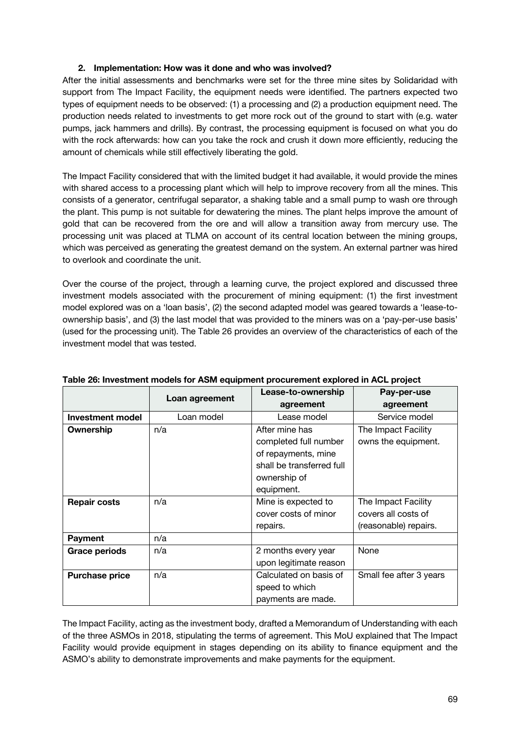### 2. Implementation: How was it done and who was involved?

After the initial assessments and benchmarks were set for the three mine sites by Solidaridad with support from The Impact Facility, the equipment needs were identified. The partners expected two types of equipment needs to be observed: (1) a processing and (2) a production equipment need. The production needs related to investments to get more rock out of the ground to start with (e.g. water pumps, jack hammers and drills). By contrast, the processing equipment is focused on what you do with the rock afterwards: how can you take the rock and crush it down more efficiently, reducing the amount of chemicals while still effectively liberating the gold.

The Impact Facility considered that with the limited budget it had available, it would provide the mines with shared access to a processing plant which will help to improve recovery from all the mines. This consists of a generator, centrifugal separator, a shaking table and a small pump to wash ore through the plant. This pump is not suitable for dewatering the mines. The plant helps improve the amount of gold that can be recovered from the ore and will allow a transition away from mercury use. The processing unit was placed at TLMA on account of its central location between the mining groups, which was perceived as generating the greatest demand on the system. An external partner was hired to overlook and coordinate the unit.

Over the course of the project, through a learning curve, the project explored and discussed three investment models associated with the procurement of mining equipment: (1) the first investment model explored was on a 'loan basis', (2) the second adapted model was geared towards a 'lease-to-ownership basis', and (3) the last model that was provided to the miners was on a 'pay-per-use basis' (used for the processing unit). The Table 26 provides an overview of the characteristics of each of the investment model that was tested.

**Table 26: Investment models for ASM equipment procurement explored in ACL project**

| | Loan agreement | Lease-to-ownership agreement | Pay-per-use agreement |
|---|---|---|---|
| **Investment model** | Loan model | Lease model | Service model |
| **Ownership** | n/a | After mine has completed full number of repayments, mine shall be transferred full ownership of equipment. | The Impact Facility owns the equipment. |
| **Repair costs** | n/a | Mine is expected to cover costs of minor repairs. | The Impact Facility covers all costs of (reasonable) repairs. |
| **Payment** | n/a | | |
| **Grace periods** | n/a | 2 months every year upon legitimate reason | None |
| **Purchase price** | n/a | Calculated on basis of speed to which payments are made. | Small fee after 3 years |

The Impact Facility, acting as the investment body, drafted a Memorandum of Understanding with each of the three ASMOs in 2018, stipulating the terms of agreement. This MoU explained that The Impact Facility would provide equipment in stages depending on its ability to finance equipment and the ASMO's ability to demonstrate improvements and make payments for the equipment.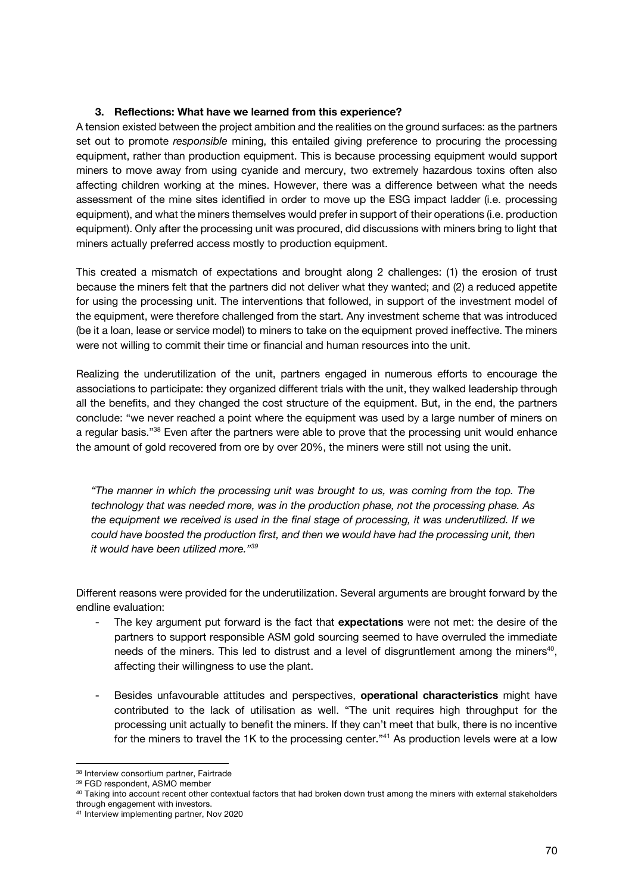### 3. Reflections: What have we learned from this experience?

A tension existed between the project ambition and the realities on the ground surfaces: as the partners set out to promote *responsible* mining, this entailed giving preference to procuring the processing equipment, rather than production equipment. This is because processing equipment would support miners to move away from using cyanide and mercury, two extremely hazardous toxins often also affecting children working at the mines. However, there was a difference between what the needs assessment of the mine sites identified in order to move up the ESG impact ladder (i.e. processing equipment), and what the miners themselves would prefer in support of their operations (i.e. production equipment). Only after the processing unit was procured, did discussions with miners bring to light that miners actually preferred access mostly to production equipment.

This created a mismatch of expectations and brought along 2 challenges: (1) the erosion of trust because the miners felt that the partners did not deliver what they wanted; and (2) a reduced appetite for using the processing unit. The interventions that followed, in support of the investment model of the equipment, were therefore challenged from the start. Any investment scheme that was introduced (be it a loan, lease or service model) to miners to take on the equipment proved ineffective. The miners were not willing to commit their time or financial and human resources into the unit.

Realizing the underutilization of the unit, partners engaged in numerous efforts to encourage the associations to participate: they organized different trials with the unit, they walked leadership through all the benefits, and they changed the cost structure of the equipment. But, in the end, the partners conclude: "we never reached a point where the equipment was used by a large number of miners on a regular basis."[38] Even after the partners were able to prove that the processing unit would enhance the amount of gold recovered from ore by over 20%, the miners were still not using the unit.

> *"The manner in which the processing unit was brought to us, was coming from the top. The technology that was needed more, was in the production phase, not the processing phase. As the equipment we received is used in the final stage of processing, it was underutilized. If we could have boosted the production first, and then we would have had the processing unit, then it would have been utilized more."[39]*

Different reasons were provided for the underutilization. Several arguments are brought forward by the endline evaluation:

- The key argument put forward is the fact that **expectations** were not met: the desire of the partners to support responsible ASM gold sourcing seemed to have overruled the immediate needs of the miners. This led to distrust and a level of disgruntlement among the miners[40], affecting their willingness to use the plant.

- Besides unfavourable attitudes and perspectives, **operational characteristics** might have contributed to the lack of utilisation as well. "The unit requires high throughput for the processing unit actually to benefit the miners. If they can't meet that bulk, there is no incentive for the miners to travel the 1K to the processing center."[41] As production levels were at a low

---

[38] Interview consortium partner, Fairtrade

[39] FGD respondent, ASMO member

[40] Taking into account recent other contextual factors that had broken down trust among the miners with external stakeholders through engagement with investors.

[41] Interview implementing partner, Nov 2020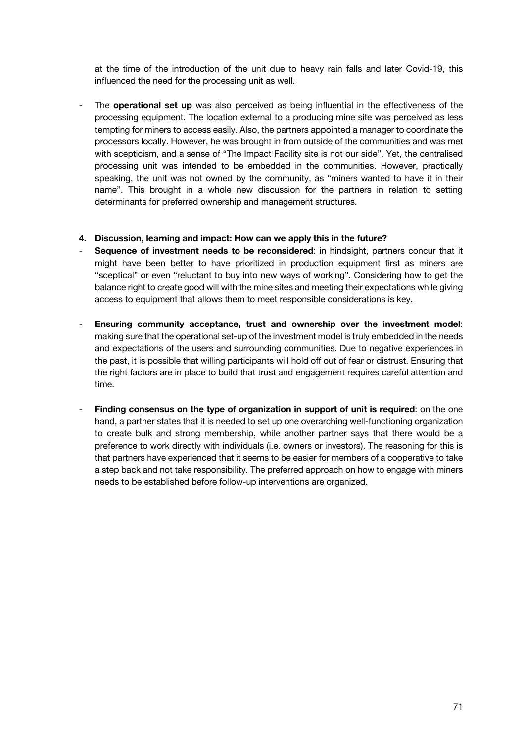at the time of the introduction of the unit due to heavy rain falls and later Covid-19, this influenced the need for the processing unit as well.

- The **operational set up** was also perceived as being influential in the effectiveness of the processing equipment. The location external to a producing mine site was perceived as less tempting for miners to access easily. Also, the partners appointed a manager to coordinate the processors locally. However, he was brought in from outside of the communities and was met with scepticism, and a sense of "The Impact Facility site is not our side". Yet, the centralised processing unit was intended to be embedded in the communities. However, practically speaking, the unit was not owned by the community, as "miners wanted to have it in their name". This brought in a whole new discussion for the partners in relation to setting determinants for preferred ownership and management structures.

**4. Discussion, learning and impact: How can we apply this in the future?**

- **Sequence of investment needs to be reconsidered**: in hindsight, partners concur that it might have been better to have prioritized in production equipment first as miners are "sceptical" or even "reluctant to buy into new ways of working". Considering how to get the balance right to create good will with the mine sites and meeting their expectations while giving access to equipment that allows them to meet responsible considerations is key.

- **Ensuring community acceptance, trust and ownership over the investment model**: making sure that the operational set-up of the investment model is truly embedded in the needs and expectations of the users and surrounding communities. Due to negative experiences in the past, it is possible that willing participants will hold off out of fear or distrust. Ensuring that the right factors are in place to build that trust and engagement requires careful attention and time.

- **Finding consensus on the type of organization in support of unit is required**: on the one hand, a partner states that it is needed to set up one overarching well-functioning organization to create bulk and strong membership, while another partner says that there would be a preference to work directly with individuals (i.e. owners or investors). The reasoning for this is that partners have experienced that it seems to be easier for members of a cooperative to take a step back and not take responsibility. The preferred approach on how to engage with miners needs to be established before follow-up interventions are organized.